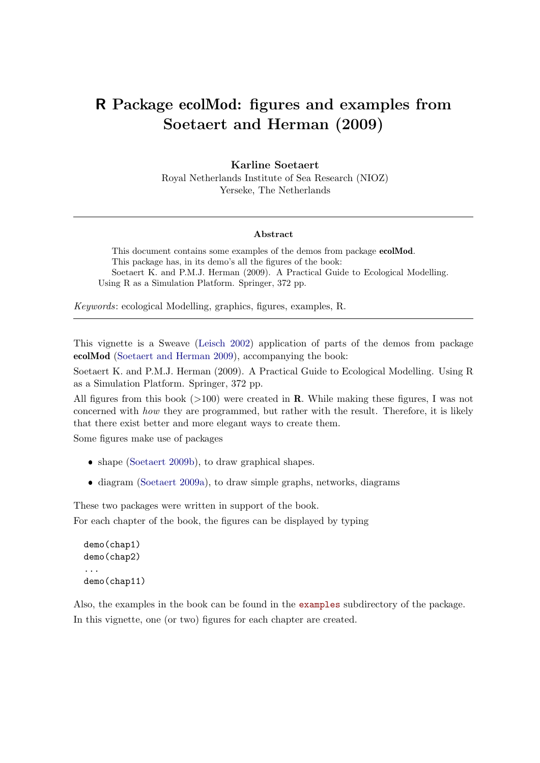# R Package ecolMod: figures and examples from Soetaert and Herman (2009)

**Karline Soetaert**
Royal Netherlands Institute of Sea Research (NIOZ)
Yerseke, The Netherlands

---

**Abstract**

This document contains some examples of the demos from package **ecolMod**.
This package has, in its demo's all the figures of the book:
Soetaert K. and P.M.J. Herman (2009). A Practical Guide to Ecological Modelling. Using R as a Simulation Platform. Springer, 372 pp.

*Keywords*: ecological Modelling, graphics, figures, examples, R.

---

This vignette is a Sweave (Leisch 2002) application of parts of the demos from package **ecolMod** (Soetaert and Herman 2009), accompanying the book:

Soetaert K. and P.M.J. Herman (2009). A Practical Guide to Ecological Modelling. Using R as a Simulation Platform. Springer, 372 pp.

All figures from this book (>100) were created in **R**. While making these figures, I was not concerned with *how* they are programmed, but rather with the result. Therefore, it is likely that there exist better and more elegant ways to create them.

Some figures make use of packages

- shape (Soetaert 2009b), to draw graphical shapes.
- diagram (Soetaert 2009a), to draw simple graphs, networks, diagrams

These two packages were written in support of the book.

For each chapter of the book, the figures can be displayed by typing

```
demo(chap1)
demo(chap2)
...
demo(chap11)
```

Also, the examples in the book can be found in the `examples` subdirectory of the package.

In this vignette, one (or two) figures for each chapter are created.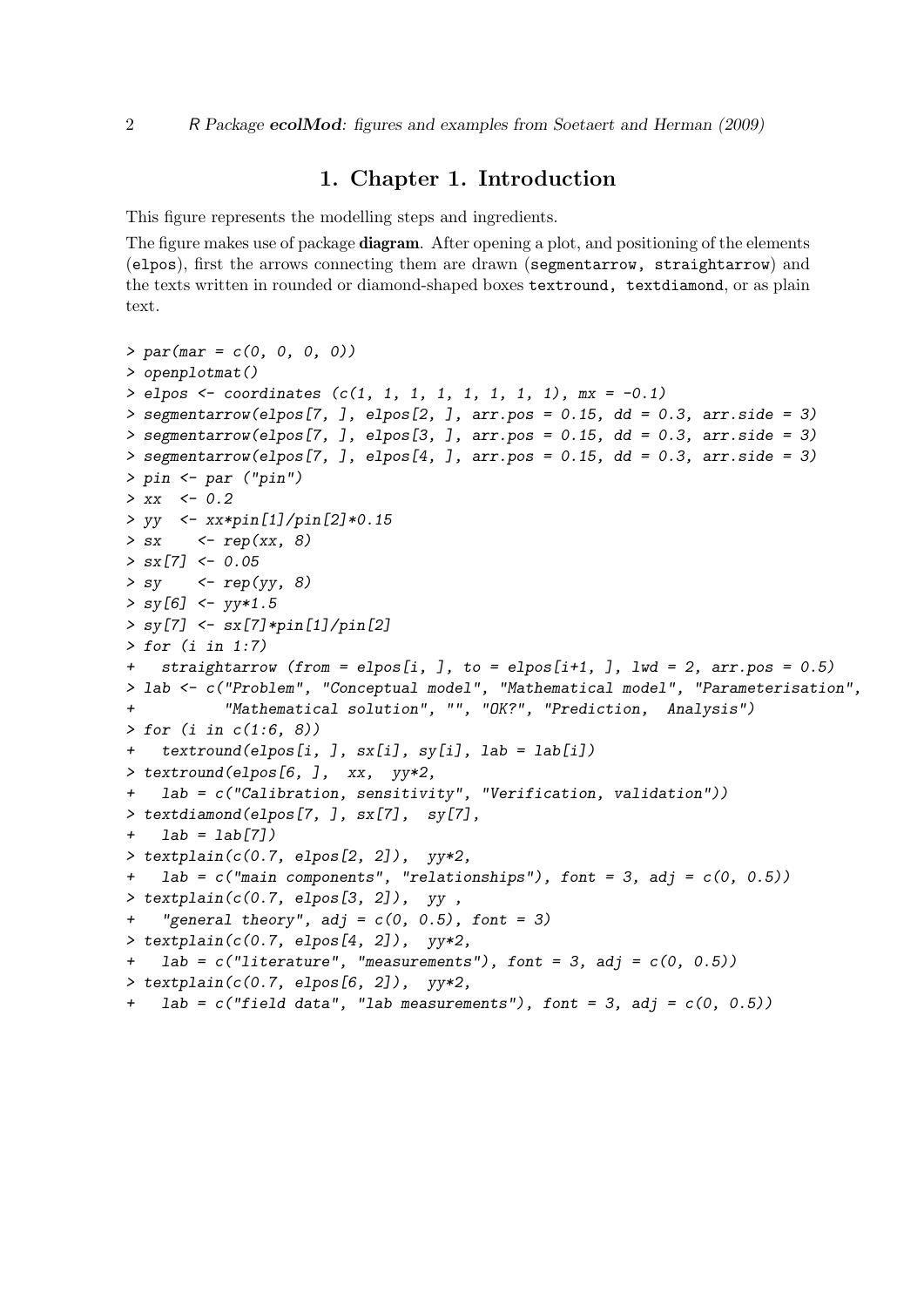# 1. Chapter 1. Introduction

This figure represents the modelling steps and ingredients.

The figure makes use of package **diagram**. After opening a plot, and positioning of the elements (`elpos`), first the arrows connecting them are drawn (`segmentarrow, straightarrow`) and the texts written in rounded or diamond-shaped boxes `textround, textdiamond`, or as plain text.

```
> par(mar = c(0, 0, 0, 0))
> openplotmat()
> elpos <- coordinates (c(1, 1, 1, 1, 1, 1, 1, 1), mx = -0.1)
> segmentarrow(elpos[7, ], elpos[2, ], arr.pos = 0.15, dd = 0.3, arr.side = 3)
> segmentarrow(elpos[7, ], elpos[3, ], arr.pos = 0.15, dd = 0.3, arr.side = 3)
> segmentarrow(elpos[7, ], elpos[4, ], arr.pos = 0.15, dd = 0.3, arr.side = 3)
> pin <- par ("pin")
> xx  <- 0.2
> yy  <- xx*pin[1]/pin[2]*0.15
> sx    <- rep(xx, 8)
> sx[7] <- 0.05
> sy    <- rep(yy, 8)
> sy[6] <- yy*1.5
> sy[7] <- sx[7]*pin[1]/pin[2]
> for (i in 1:7)
+   straightarrow (from = elpos[i, ], to = elpos[i+1, ], lwd = 2, arr.pos = 0.5)
> lab <- c("Problem", "Conceptual model", "Mathematical model", "Parameterisation",
+          "Mathematical solution", "", "OK?", "Prediction,  Analysis")
> for (i in c(1:6, 8))
+   textround(elpos[i, ], sx[i], sy[i], lab = lab[i])
> textround(elpos[6, ],  xx,  yy*2,
+   lab = c("Calibration, sensitivity", "Verification, validation"))
> textdiamond(elpos[7, ], sx[7],  sy[7],
+   lab = lab[7])
> textplain(c(0.7, elpos[2, 2]),  yy*2,
+   lab = c("main components", "relationships"), font = 3, adj = c(0, 0.5))
> textplain(c(0.7, elpos[3, 2]),  yy ,
+   "general theory", adj = c(0, 0.5), font = 3)
> textplain(c(0.7, elpos[4, 2]),  yy*2,
+   lab = c("literature", "measurements"), font = 3, adj = c(0, 0.5))
> textplain(c(0.7, elpos[6, 2]),  yy*2,
+   lab = c("field data", "lab measurements"), font = 3, adj = c(0, 0.5))
```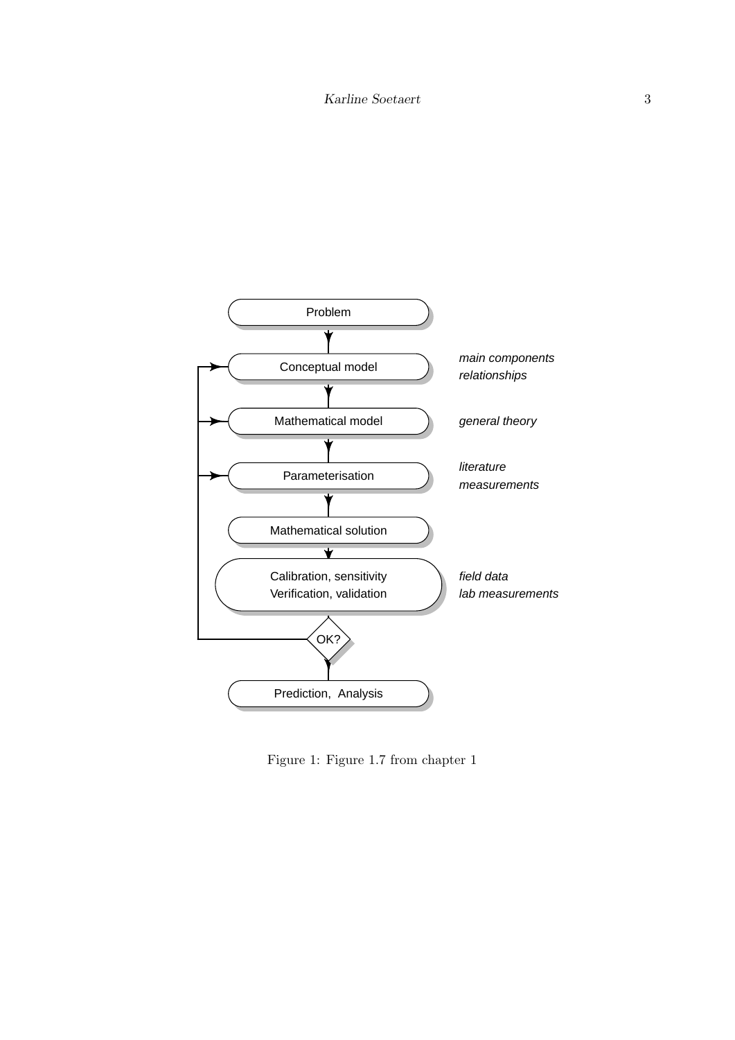Problem

Conceptual model — *main components*, *relationships*

Mathematical model — *general theory*

Parameterisation — *literature*, *measurements*

Mathematical solution

Calibration, sensitivity / Verification, validation — *field data*, *lab measurements*

OK?

Prediction, Analysis

Figure 1: Figure 1.7 from chapter 1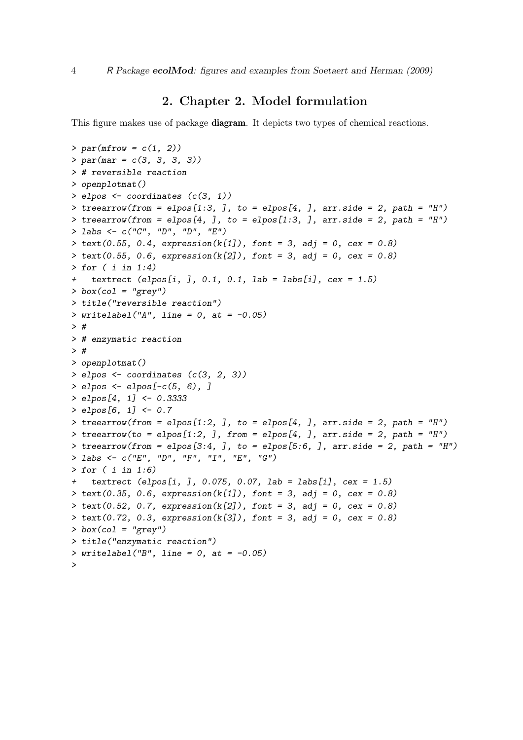# 2. Chapter 2. Model formulation

This figure makes use of package **diagram**. It depicts two types of chemical reactions.

```
> par(mfrow = c(1, 2))
> par(mar = c(3, 3, 3, 3))
> # reversible reaction
> openplotmat()
> elpos <- coordinates (c(3, 1))
> treearrow(from = elpos[1:3, ], to = elpos[4, ], arr.side = 2, path = "H")
> treearrow(from = elpos[4, ], to = elpos[1:3, ], arr.side = 2, path = "H")
> labs <- c("C", "D", "D", "E")
> text(0.55, 0.4, expression(k[1]), font = 3, adj = 0, cex = 0.8)
> text(0.55, 0.6, expression(k[2]), font = 3, adj = 0, cex = 0.8)
> for ( i in 1:4)
+   textrect (elpos[i, ], 0.1, 0.1, lab = labs[i], cex = 1.5)
> box(col = "grey")
> title("reversible reaction")
> writelabel("A", line = 0, at = -0.05)
> #
> # enzymatic reaction
> #
> openplotmat()
> elpos <- coordinates (c(3, 2, 3))
> elpos <- elpos[-c(5, 6), ]
> elpos[4, 1] <- 0.3333
> elpos[6, 1] <- 0.7
> treearrow(from = elpos[1:2, ], to = elpos[4, ], arr.side = 2, path = "H")
> treearrow(to = elpos[1:2, ], from = elpos[4, ], arr.side = 2, path = "H")
> treearrow(from = elpos[3:4, ], to = elpos[5:6, ], arr.side = 2, path = "H")
> labs <- c("E", "D", "F", "I", "E", "G")
> for ( i in 1:6)
+   textrect (elpos[i, ], 0.075, 0.07, lab = labs[i], cex = 1.5)
> text(0.35, 0.6, expression(k[1]), font = 3, adj = 0, cex = 0.8)
> text(0.52, 0.7, expression(k[2]), font = 3, adj = 0, cex = 0.8)
> text(0.72, 0.3, expression(k[3]), font = 3, adj = 0, cex = 0.8)
> box(col = "grey")
> title("enzymatic reaction")
> writelabel("B", line = 0, at = -0.05)
>
```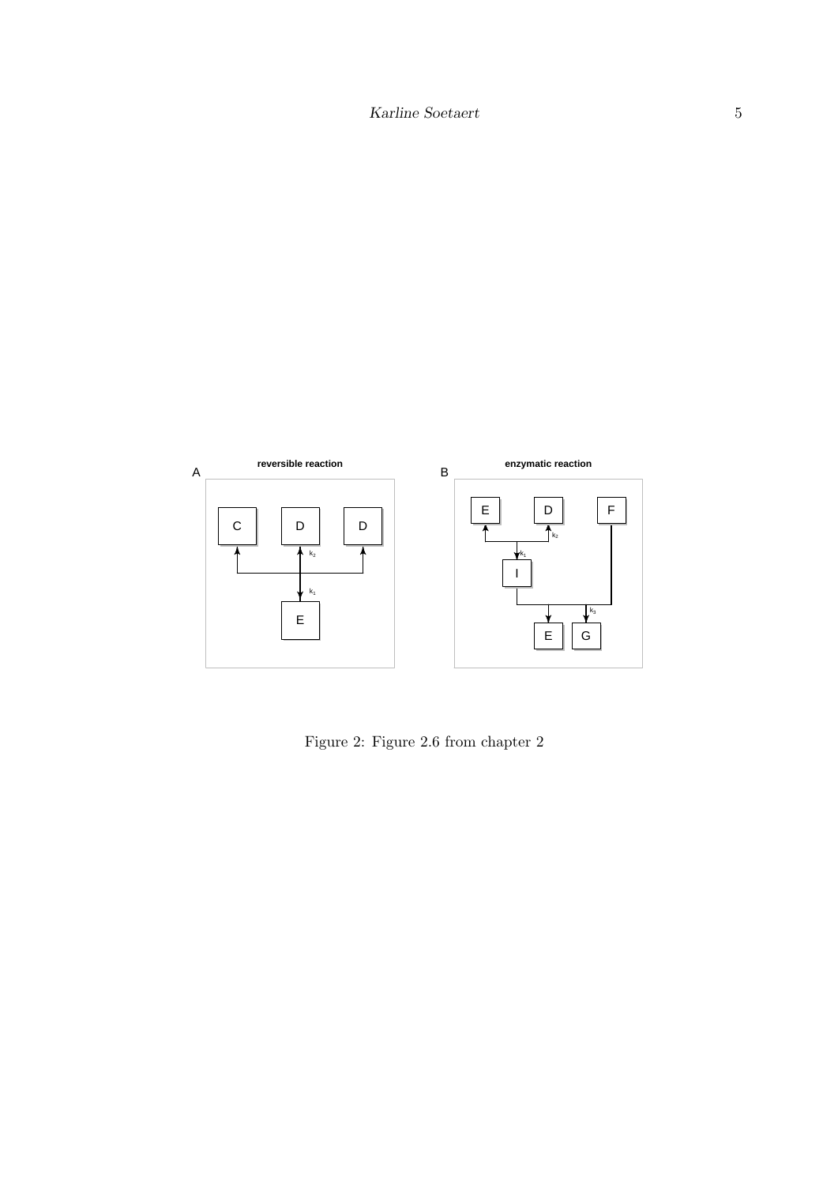Figure 2: Figure 2.6 from chapter 2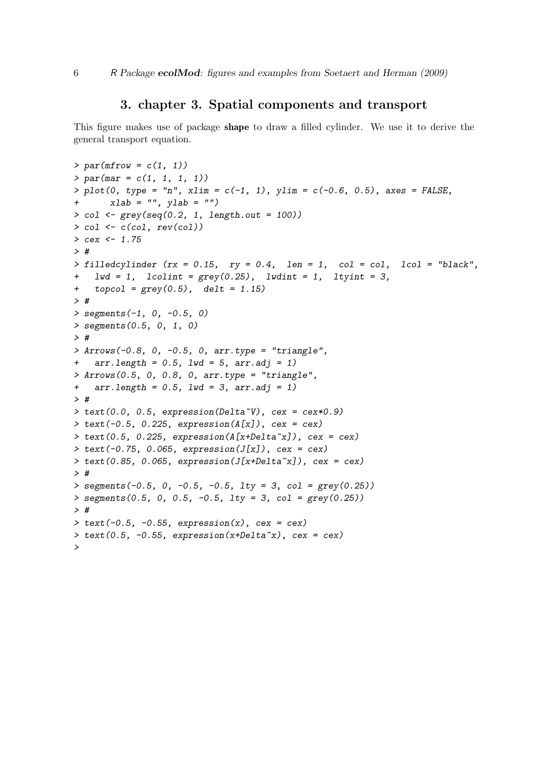# 3. chapter 3. Spatial components and transport

This figure makes use of package **shape** to draw a filled cylinder. We use it to derive the general transport equation.

```
> par(mfrow = c(1, 1))
> par(mar = c(1, 1, 1, 1))
> plot(0, type = "n", xlim = c(-1, 1), ylim = c(-0.6, 0.5), axes = FALSE,
+      xlab = "", ylab = "")
> col <- grey(seq(0.2, 1, length.out = 100))
> col <- c(col, rev(col))
> cex <- 1.75
> #
> filledcylinder (rx = 0.15,  ry = 0.4,  len = 1,  col = col,  lcol = "black",
+   lwd = 1,  lcolint = grey(0.25),  lwdint = 1,  ltyint = 3,
+   topcol = grey(0.5),  delt = 1.15)
> #
> segments(-1, 0, -0.5, 0)
> segments(0.5, 0, 1, 0)
> #
> Arrows(-0.8, 0, -0.5, 0, arr.type = "triangle",
+   arr.length = 0.5, lwd = 5, arr.adj = 1)
> Arrows(0.5, 0, 0.8, 0, arr.type = "triangle",
+   arr.length = 0.5, lwd = 3, arr.adj = 1)
> #
> text(0.0, 0.5, expression(Delta~V), cex = cex*0.9)
> text(-0.5, 0.225, expression(A[x]), cex = cex)
> text(0.5, 0.225, expression(A[x+Delta~x]), cex = cex)
> text(-0.75, 0.065, expression(J[x]), cex = cex)
> text(0.85, 0.065, expression(J[x+Delta~x]), cex = cex)
> #
> segments(-0.5, 0, -0.5, -0.5, lty = 3, col = grey(0.25))
> segments(0.5, 0, 0.5, -0.5, lty = 3, col = grey(0.25))
> #
> text(-0.5, -0.55, expression(x), cex = cex)
> text(0.5, -0.55, expression(x+Delta~x), cex = cex)
>
```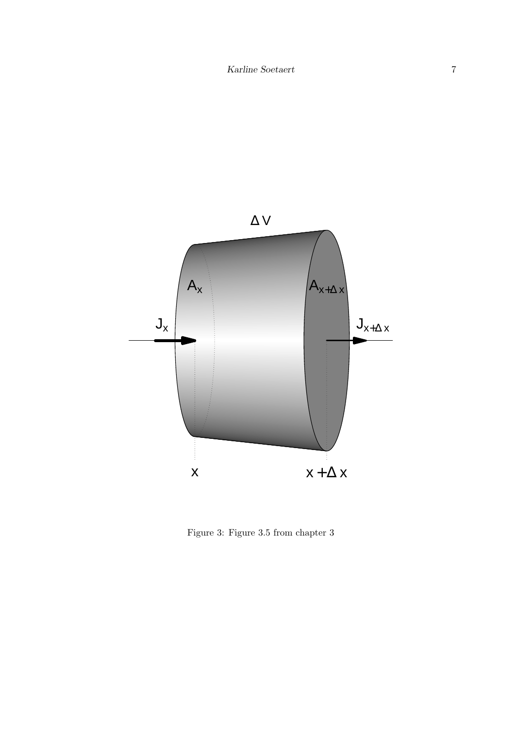Figure 3: Figure 3.5 from chapter 3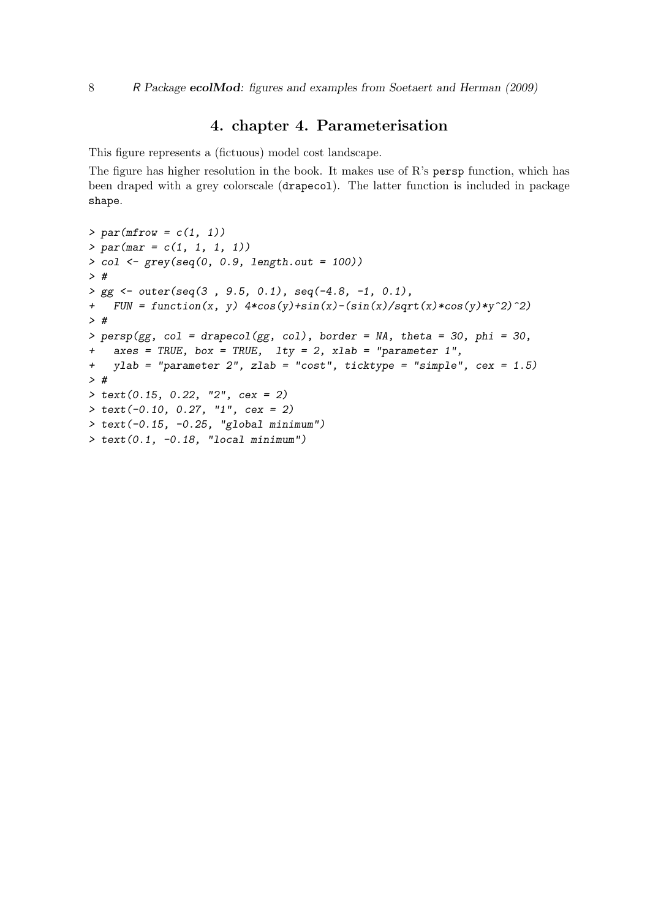## 4. chapter 4. Parameterisation

This figure represents a (fictuous) model cost landscape.

The figure has higher resolution in the book. It makes use of R's `persp` function, which has been draped with a grey colorscale (`drapecol`). The latter function is included in package `shape`.

```
> par(mfrow = c(1, 1))
> par(mar = c(1, 1, 1, 1))
> col <- grey(seq(0, 0.9, length.out = 100))
> #
> gg <- outer(seq(3 , 9.5, 0.1), seq(-4.8, -1, 0.1),
+   FUN = function(x, y) 4*cos(y)+sin(x)-(sin(x)/sqrt(x)*cos(y)*y^2)^2)
> #
> persp(gg, col = drapecol(gg, col), border = NA, theta = 30, phi = 30,
+   axes = TRUE, box = TRUE,  lty = 2, xlab = "parameter 1",
+   ylab = "parameter 2", zlab = "cost", ticktype = "simple", cex = 1.5)
> #
> text(0.15, 0.22, "2", cex = 2)
> text(-0.10, 0.27, "1", cex = 2)
> text(-0.15, -0.25, "global minimum")
> text(0.1, -0.18, "local minimum")
```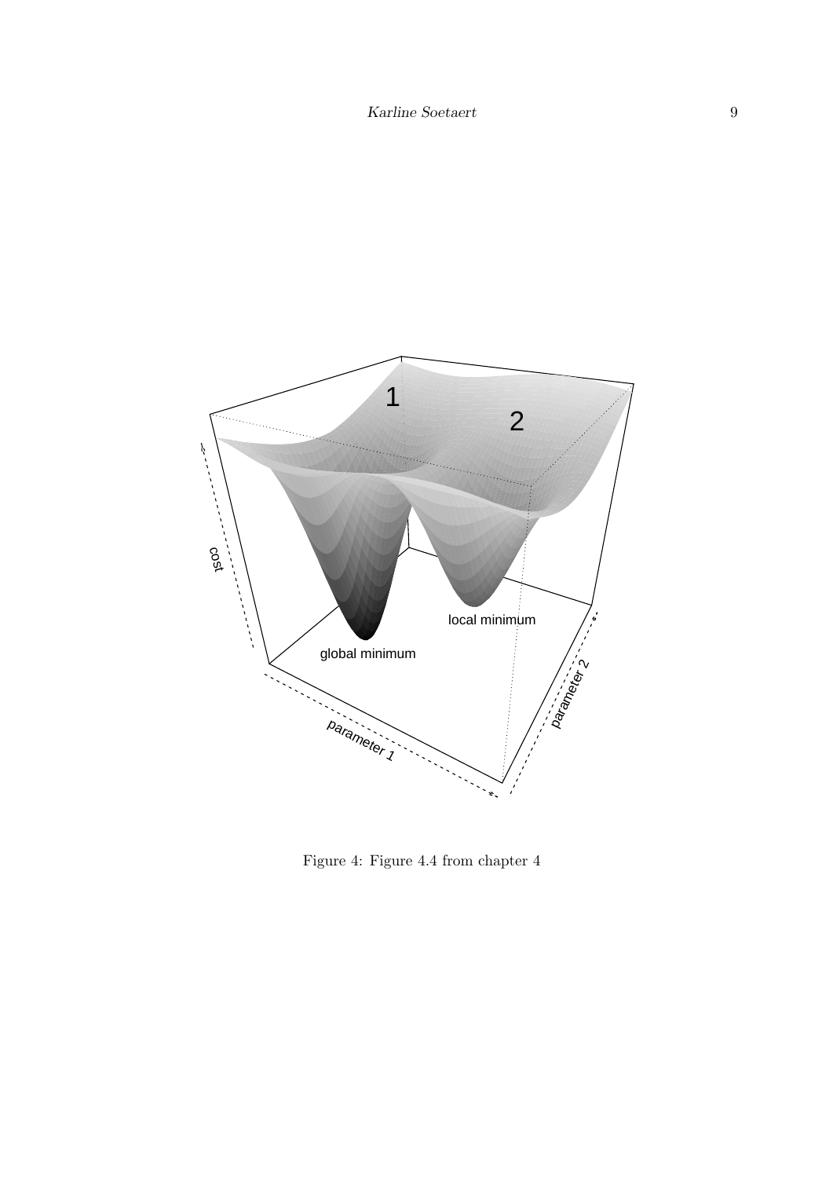Figure 4: Figure 4.4 from chapter 4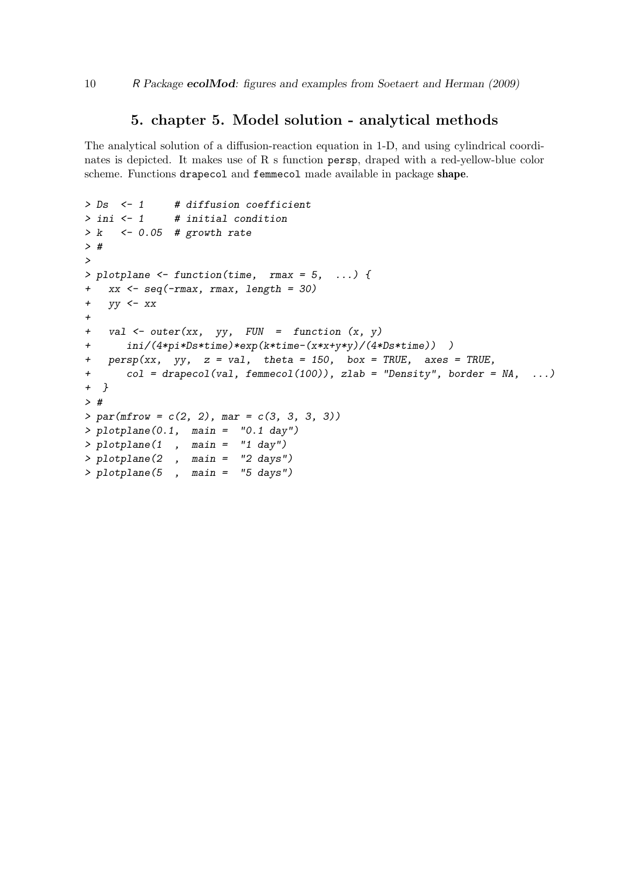# 5. chapter 5. Model solution - analytical methods

The analytical solution of a diffusion-reaction equation in 1-D, and using cylindrical coordinates is depicted. It makes use of R s function `persp`, draped with a red-yellow-blue color scheme. Functions `drapecol` and `femmecol` made available in package **shape**.

```
> Ds  <- 1     # diffusion coefficient
> ini <- 1     # initial condition
> k   <- 0.05  # growth rate
> #
>
> plotplane <- function(time,  rmax = 5,  ...) {
+   xx <- seq(-rmax, rmax, length = 30)
+   yy <- xx
+
+   val <- outer(xx,  yy,  FUN  =  function (x, y)
+       ini/(4*pi*Ds*time)*exp(k*time-(x*x+y*y)/(4*Ds*time))  )
+   persp(xx,  yy,  z = val,  theta = 150,  box = TRUE,  axes = TRUE,
+       col = drapecol(val, femmecol(100)), zlab = "Density", border = NA,  ...)
+  }
> #
> par(mfrow = c(2, 2), mar = c(3, 3, 3, 3))
> plotplane(0.1,  main =  "0.1 day")
> plotplane(1  ,  main =  "1 day")
> plotplane(2  ,  main =  "2 days")
> plotplane(5  ,  main =  "5 days")
```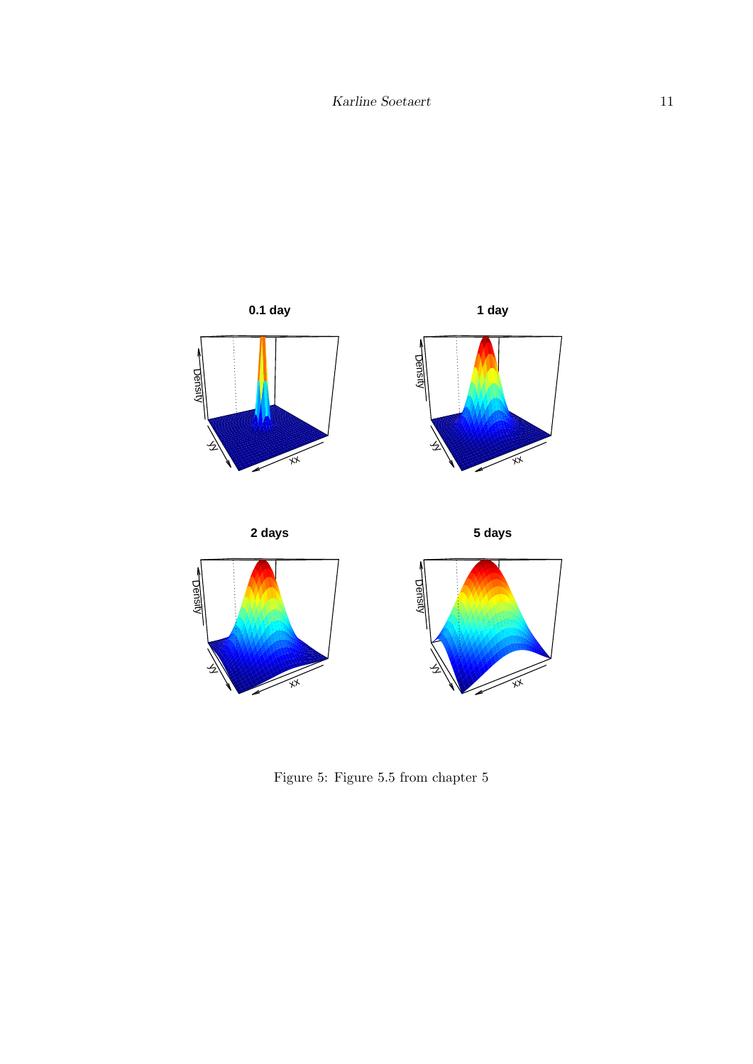Figure 5: Figure 5.5 from chapter 5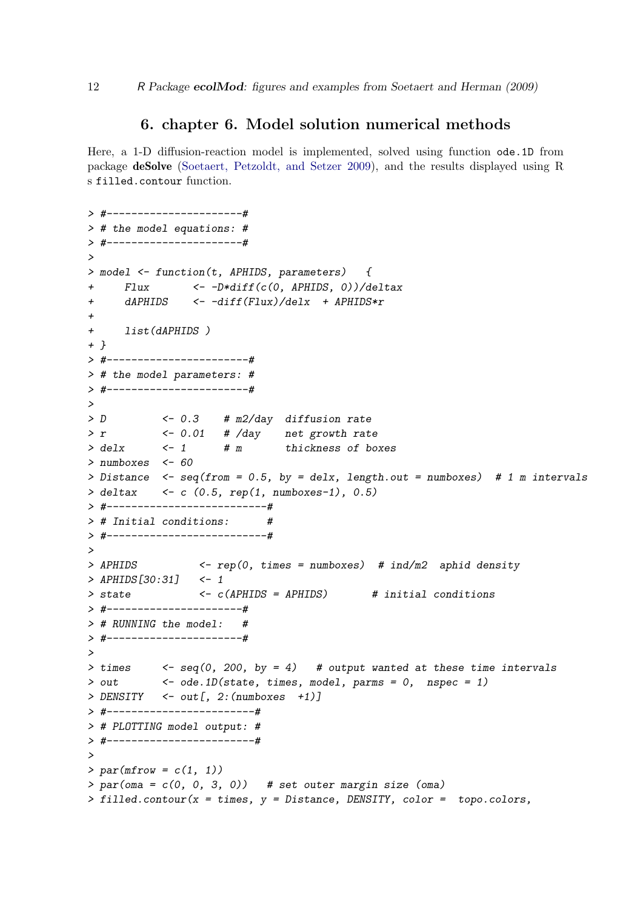# 6. chapter 6. Model solution numerical methods

Here, a 1-D diffusion-reaction model is implemented, solved using function `ode.1D` from package **deSolve** (Soetaert, Petzoldt, and Setzer 2009), and the results displayed using R s `filled.contour` function.

```
> #----------------------#
> # the model equations: #
> #----------------------#
>
> model <- function(t, APHIDS, parameters)   {
+     Flux       <- -D*diff(c(0, APHIDS, 0))/deltax
+     dAPHIDS    <- -diff(Flux)/delx  + APHIDS*r
+
+     list(dAPHIDS )
+ }
> #-----------------------#
> # the model parameters: #
> #-----------------------#
>
> D          <- 0.3    # m2/day  diffusion rate
> r          <- 0.01   # /day    net growth rate
> delx       <- 1      # m       thickness of boxes
> numboxes   <- 60
> Distance   <- seq(from = 0.5, by = delx, length.out = numboxes)  # 1 m intervals
> deltax     <- c (0.5, rep(1, numboxes-1), 0.5)
> #--------------------------#
> # Initial conditions:      #
> #--------------------------#
>
> APHIDS          <- rep(0, times = numboxes)  # ind/m2  aphid density
> APHIDS[30:31]   <- 1
> state           <- c(APHIDS = APHIDS)       # initial conditions
> #----------------------#
> # RUNNING the model:   #
> #----------------------#
>
> times     <- seq(0, 200, by = 4)   # output wanted at these time intervals
> out       <- ode.1D(state, times, model, parms = 0,  nspec = 1)
> DENSITY   <- out[, 2:(numboxes  +1)]
> #------------------------#
> # PLOTTING model output: #
> #------------------------#
>
> par(mfrow = c(1, 1))
> par(oma = c(0, 0, 3, 0))   # set outer margin size (oma)
> filled.contour(x = times, y = Distance, DENSITY, color =  topo.colors,
```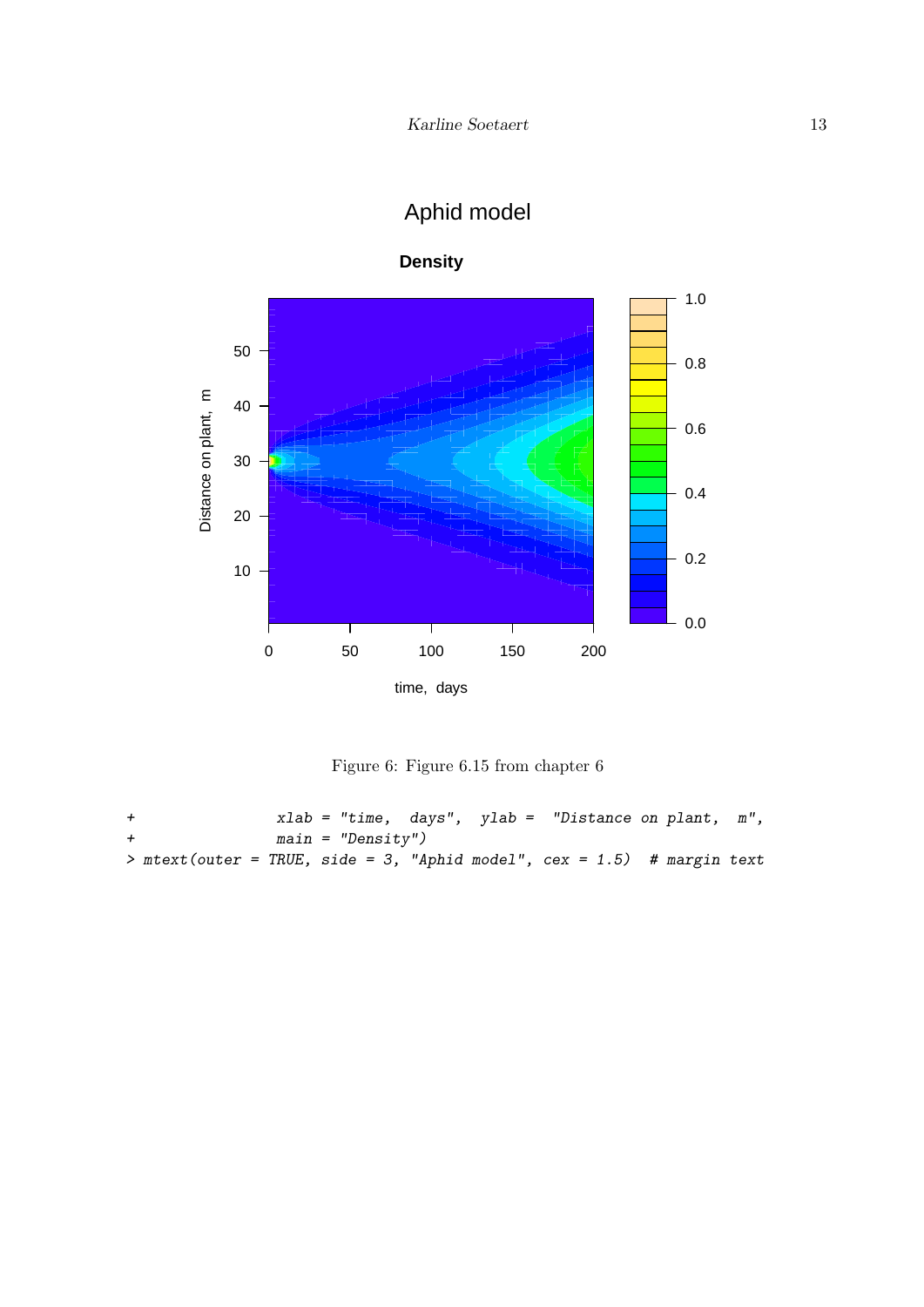Figure 6: Figure 6.15 from chapter 6

```
+               xlab = "time,  days",  ylab =  "Distance on plant,  m",
+               main = "Density")
> mtext(outer = TRUE, side = 3, "Aphid model", cex = 1.5)  # margin text
```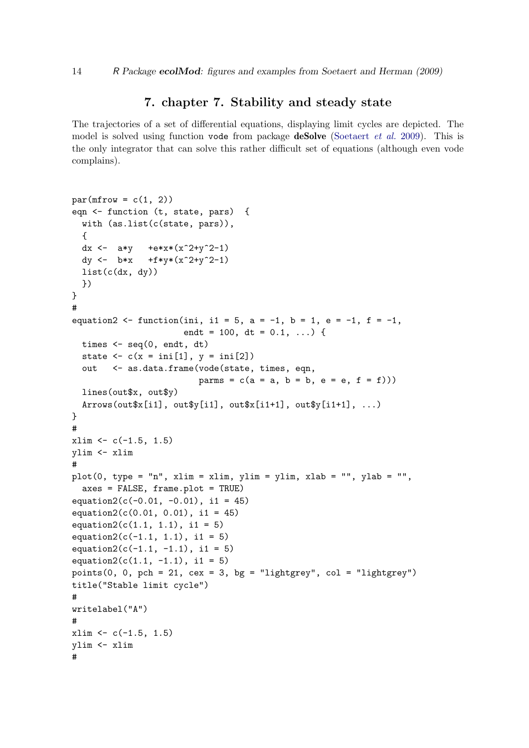## 7. chapter 7. Stability and steady state

The trajectories of a set of differential equations, displaying limit cycles are depicted. The model is solved using function vode from package **deSolve** (Soetaert *et al.* 2009). This is the only integrator that can solve this rather difficult set of equations (although even vode complains).

```
par(mfrow = c(1, 2))
eqn <- function (t, state, pars)  {
  with (as.list(c(state, pars)),
  {
  dx <-  a*y   +e*x*(x^2+y^2-1)
  dy <-  b*x   +f*y*(x^2+y^2-1)
  list(c(dx, dy))
  })
}
#
equation2 <- function(ini, i1 = 5, a = -1, b = 1, e = -1, f = -1,
                      endt = 100, dt = 0.1, ...) {
  times <- seq(0, endt, dt)
  state <- c(x = ini[1], y = ini[2])
  out   <- as.data.frame(vode(state, times, eqn,
                         parms = c(a = a, b = b, e = e, f = f)))
  lines(out$x, out$y)
  Arrows(out$x[i1], out$y[i1], out$x[i1+1], out$y[i1+1], ...)
}
#
xlim <- c(-1.5, 1.5)
ylim <- xlim
#
plot(0, type = "n", xlim = xlim, ylim = ylim, xlab = "", ylab = "",
  axes = FALSE, frame.plot = TRUE)
equation2(c(-0.01, -0.01), i1 = 45)
equation2(c(0.01, 0.01), i1 = 45)
equation2(c(1.1, 1.1), i1 = 5)
equation2(c(-1.1, 1.1), i1 = 5)
equation2(c(-1.1, -1.1), i1 = 5)
equation2(c(1.1, -1.1), i1 = 5)
points(0, 0, pch = 21, cex = 3, bg = "lightgrey", col = "lightgrey")
title("Stable limit cycle")
#
writelabel("A")
#
xlim <- c(-1.5, 1.5)
ylim <- xlim
#
```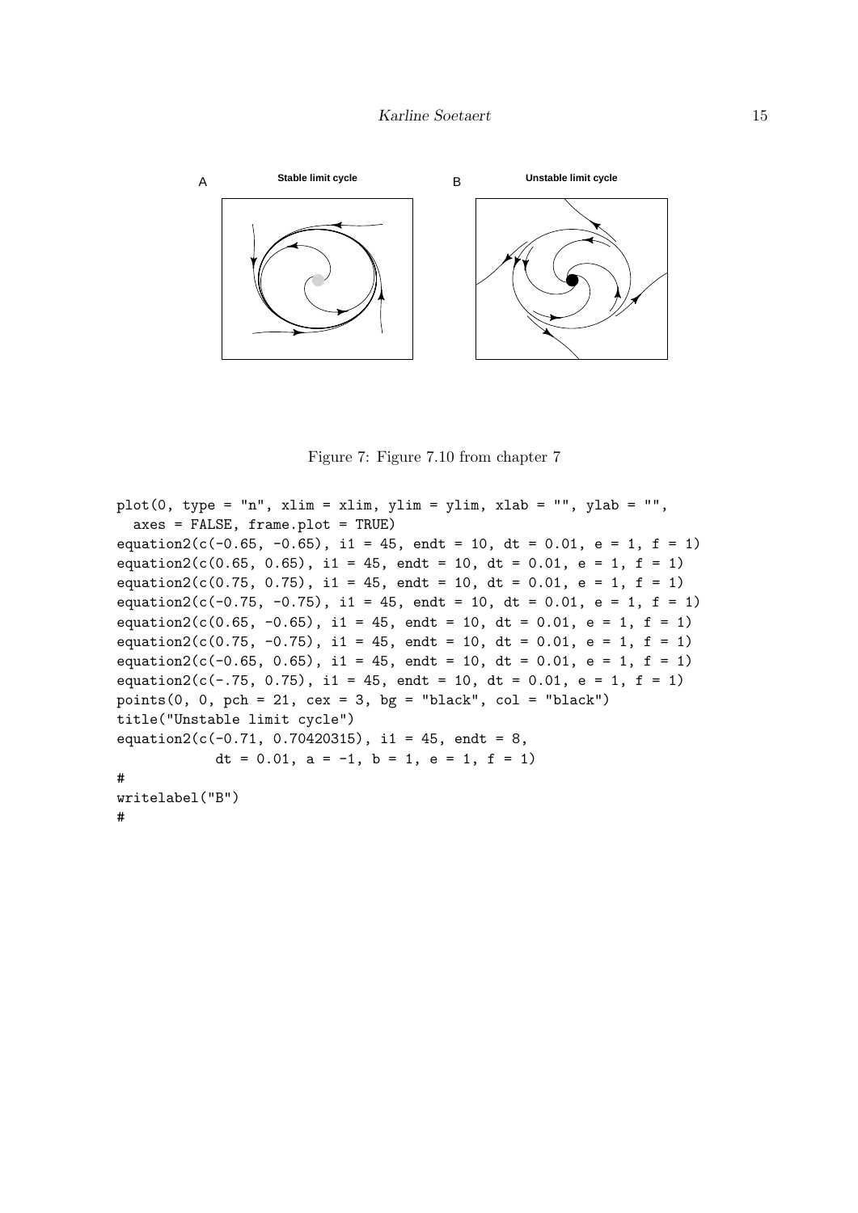Figure 7: Figure 7.10 from chapter 7

```
plot(0, type = "n", xlim = xlim, ylim = ylim, xlab = "", ylab = "",
  axes = FALSE, frame.plot = TRUE)
equation2(c(-0.65, -0.65), i1 = 45, endt = 10, dt = 0.01, e = 1, f = 1)
equation2(c(0.65, 0.65), i1 = 45, endt = 10, dt = 0.01, e = 1, f = 1)
equation2(c(0.75, 0.75), i1 = 45, endt = 10, dt = 0.01, e = 1, f = 1)
equation2(c(-0.75, -0.75), i1 = 45, endt = 10, dt = 0.01, e = 1, f = 1)
equation2(c(0.65, -0.65), i1 = 45, endt = 10, dt = 0.01, e = 1, f = 1)
equation2(c(0.75, -0.75), i1 = 45, endt = 10, dt = 0.01, e = 1, f = 1)
equation2(c(-0.65, 0.65), i1 = 45, endt = 10, dt = 0.01, e = 1, f = 1)
equation2(c(-.75, 0.75), i1 = 45, endt = 10, dt = 0.01, e = 1, f = 1)
points(0, 0, pch = 21, cex = 3, bg = "black", col = "black")
title("Unstable limit cycle")
equation2(c(-0.71, 0.70420315), i1 = 45, endt = 8,
           dt = 0.01, a = -1, b = 1, e = 1, f = 1)
#
writelabel("B")
#
```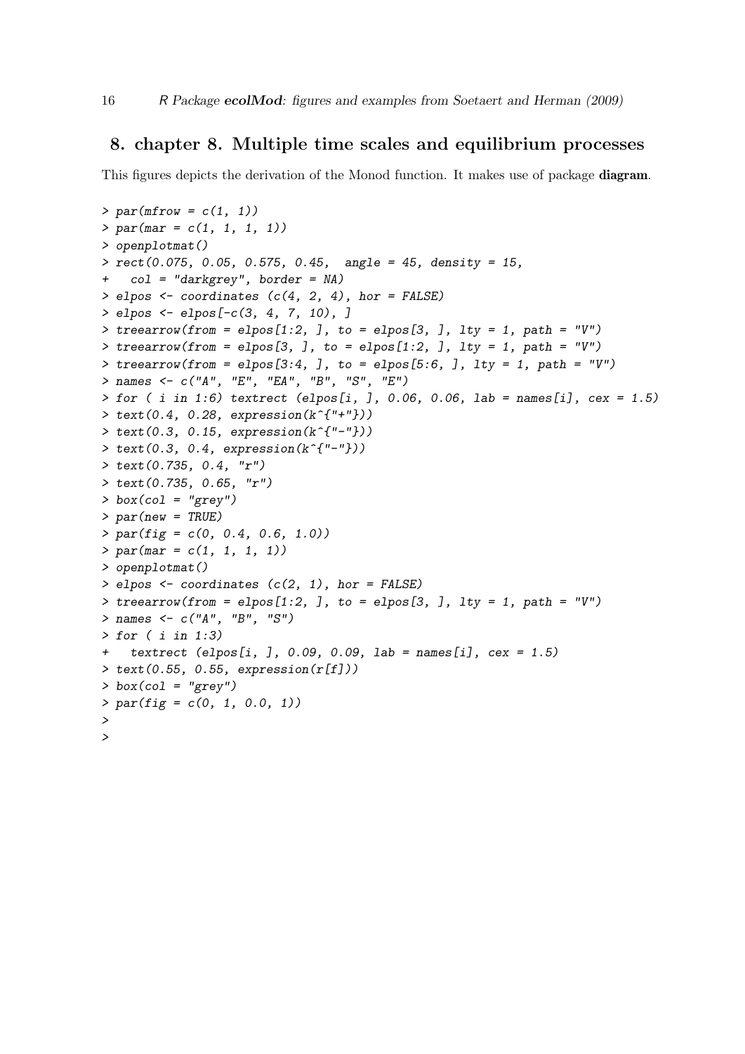# 8. chapter 8. Multiple time scales and equilibrium processes

This figures depicts the derivation of the Monod function. It makes use of package **diagram**.

```
> par(mfrow = c(1, 1))
> par(mar = c(1, 1, 1, 1))
> openplotmat()
> rect(0.075, 0.05, 0.575, 0.45,  angle = 45, density = 15,
+   col = "darkgrey", border = NA)
> elpos <- coordinates (c(4, 2, 4), hor = FALSE)
> elpos <- elpos[-c(3, 4, 7, 10), ]
> treearrow(from = elpos[1:2, ], to = elpos[3, ], lty = 1, path = "V")
> treearrow(from = elpos[3, ], to = elpos[1:2, ], lty = 1, path = "V")
> treearrow(from = elpos[3:4, ], to = elpos[5:6, ], lty = 1, path = "V")
> names <- c("A", "E", "EA", "B", "S", "E")
> for ( i in 1:6) textrect (elpos[i, ], 0.06, 0.06, lab = names[i], cex = 1.5)
> text(0.4, 0.28, expression(k^{"+"}))
> text(0.3, 0.15, expression(k^{"-"}))
> text(0.3, 0.4, expression(k^{"-"}))
> text(0.735, 0.4, "r")
> text(0.735, 0.65, "r")
> box(col = "grey")
> par(new = TRUE)
> par(fig = c(0, 0.4, 0.6, 1.0))
> par(mar = c(1, 1, 1, 1))
> openplotmat()
> elpos <- coordinates (c(2, 1), hor = FALSE)
> treearrow(from = elpos[1:2, ], to = elpos[3, ], lty = 1, path = "V")
> names <- c("A", "B", "S")
> for ( i in 1:3)
+   textrect (elpos[i, ], 0.09, 0.09, lab = names[i], cex = 1.5)
> text(0.55, 0.55, expression(r[f]))
> box(col = "grey")
> par(fig = c(0, 1, 0.0, 1))
>
>
```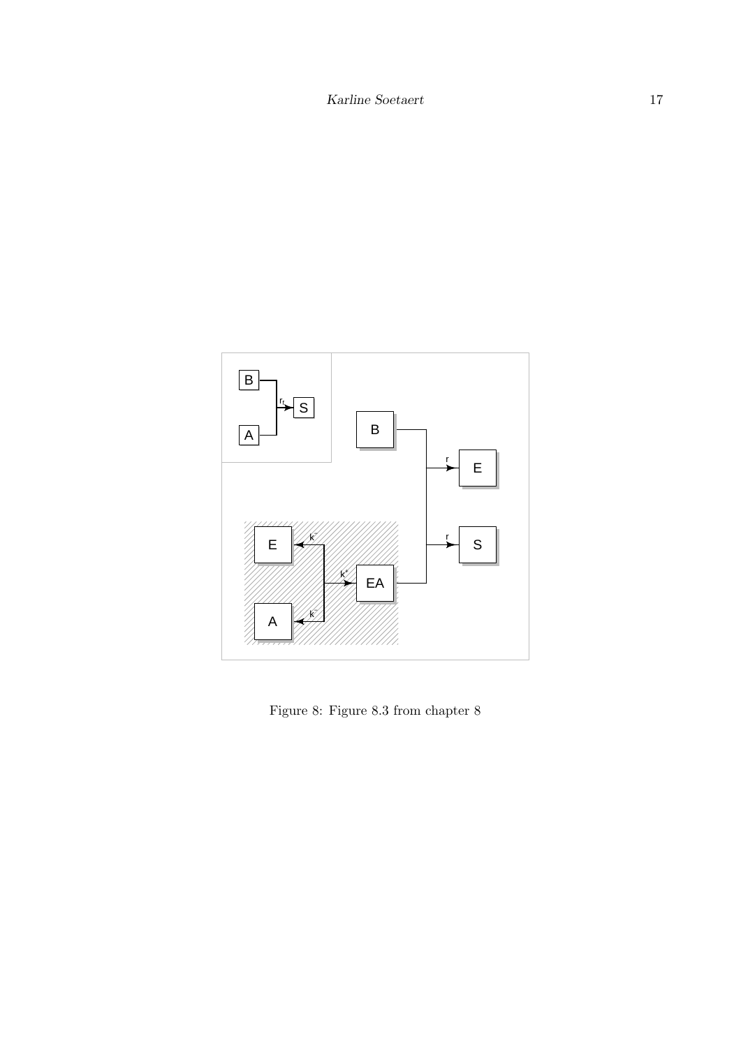Figure 8: Figure 8.3 from chapter 8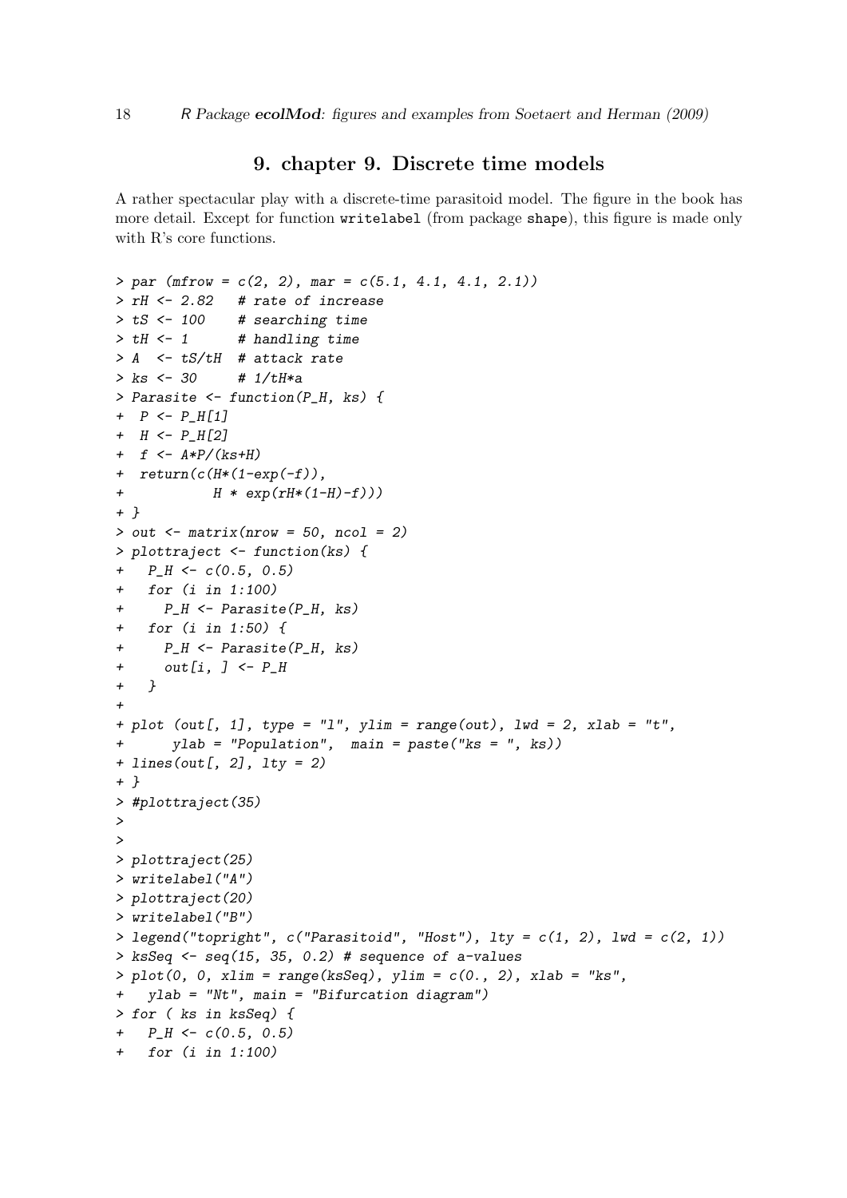## 9. chapter 9. Discrete time models

A rather spectacular play with a discrete-time parasitoid model. The figure in the book has more detail. Except for function `writelabel` (from package `shape`), this figure is made only with R's core functions.

```
> par (mfrow = c(2, 2), mar = c(5.1, 4.1, 4.1, 2.1))
> rH <- 2.82   # rate of increase
> tS <- 100    # searching time
> tH <- 1      # handling time
> A  <- tS/tH  # attack rate
> ks <- 30     # 1/tH*a
> Parasite <- function(P_H, ks) {
+  P <- P_H[1]
+  H <- P_H[2]
+  f <- A*P/(ks+H)
+  return(c(H*(1-exp(-f)),
+           H * exp(rH*(1-H)-f)))
+ }
> out <- matrix(nrow = 50, ncol = 2)
> plottraject <- function(ks) {
+   P_H <- c(0.5, 0.5)
+   for (i in 1:100)
+     P_H <- Parasite(P_H, ks)
+   for (i in 1:50) {
+     P_H <- Parasite(P_H, ks)
+     out[i, ] <- P_H
+   }
+
+ plot (out[, 1], type = "l", ylim = range(out), lwd = 2, xlab = "t",
+      ylab = "Population",  main = paste("ks = ", ks))
+ lines(out[, 2], lty = 2)
+ }
> #plottraject(35)
>
>
> plottraject(25)
> writelabel("A")
> plottraject(20)
> writelabel("B")
> legend("topright", c("Parasitoid", "Host"), lty = c(1, 2), lwd = c(2, 1))
> ksSeq <- seq(15, 35, 0.2) # sequence of a-values
> plot(0, 0, xlim = range(ksSeq), ylim = c(0., 2), xlab = "ks",
+   ylab = "Nt", main = "Bifurcation diagram")
> for ( ks in ksSeq) {
+   P_H <- c(0.5, 0.5)
+   for (i in 1:100)
```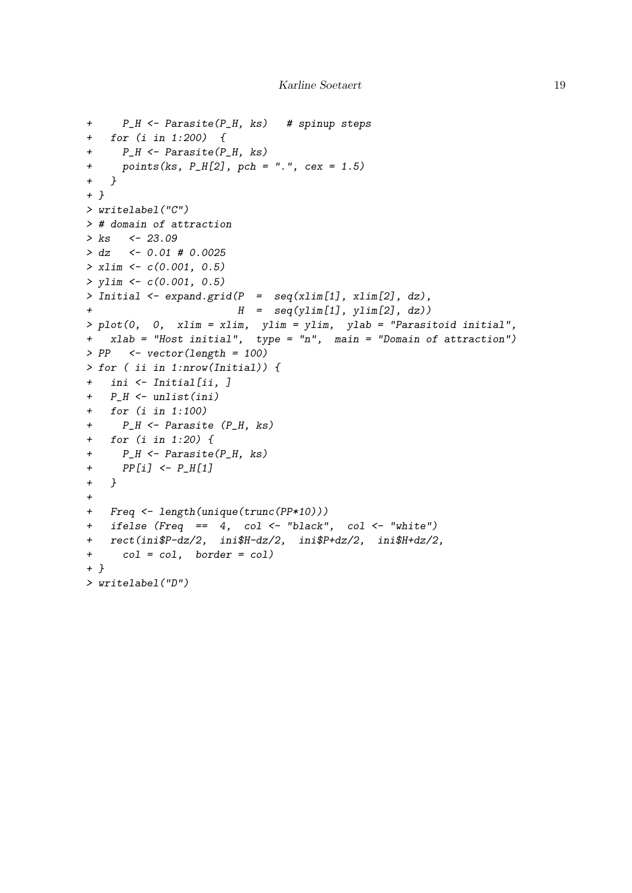```
+     P_H <- Parasite(P_H, ks)   # spinup steps
+   for (i in 1:200)  {
+     P_H <- Parasite(P_H, ks)
+     points(ks, P_H[2], pch = ".", cex = 1.5)
+   }
+ }
> writelabel("C")
> # domain of attraction
> ks   <- 23.09
> dz   <- 0.01 # 0.0025
> xlim <- c(0.001, 0.5)
> ylim <- c(0.001, 0.5)
> Initial <- expand.grid(P  =  seq(xlim[1], xlim[2], dz),
+                        H  =  seq(ylim[1], ylim[2], dz))
> plot(0,  0,  xlim = xlim,  ylim = ylim,  ylab = "Parasitoid initial",
+   xlab = "Host initial",  type = "n",  main = "Domain of attraction")
> PP   <- vector(length = 100)
> for ( ii in 1:nrow(Initial)) {
+   ini <- Initial[ii, ]
+   P_H <- unlist(ini)
+   for (i in 1:100)
+     P_H <- Parasite (P_H, ks)
+   for (i in 1:20) {
+     P_H <- Parasite(P_H, ks)
+     PP[i] <- P_H[1]
+   }
+
+   Freq <- length(unique(trunc(PP*10)))
+   ifelse (Freq  ==  4,  col <- "black",  col <- "white")
+   rect(ini$P-dz/2,  ini$H-dz/2,  ini$P+dz/2,  ini$H+dz/2,
+     col = col,  border = col)
+ }
> writelabel("D")
```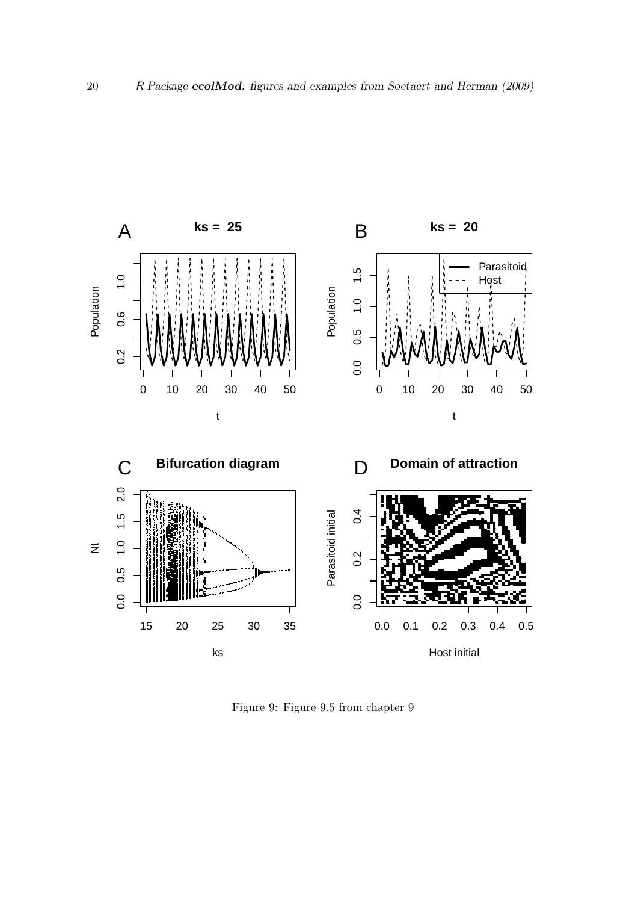Figure 9: Figure 9.5 from chapter 9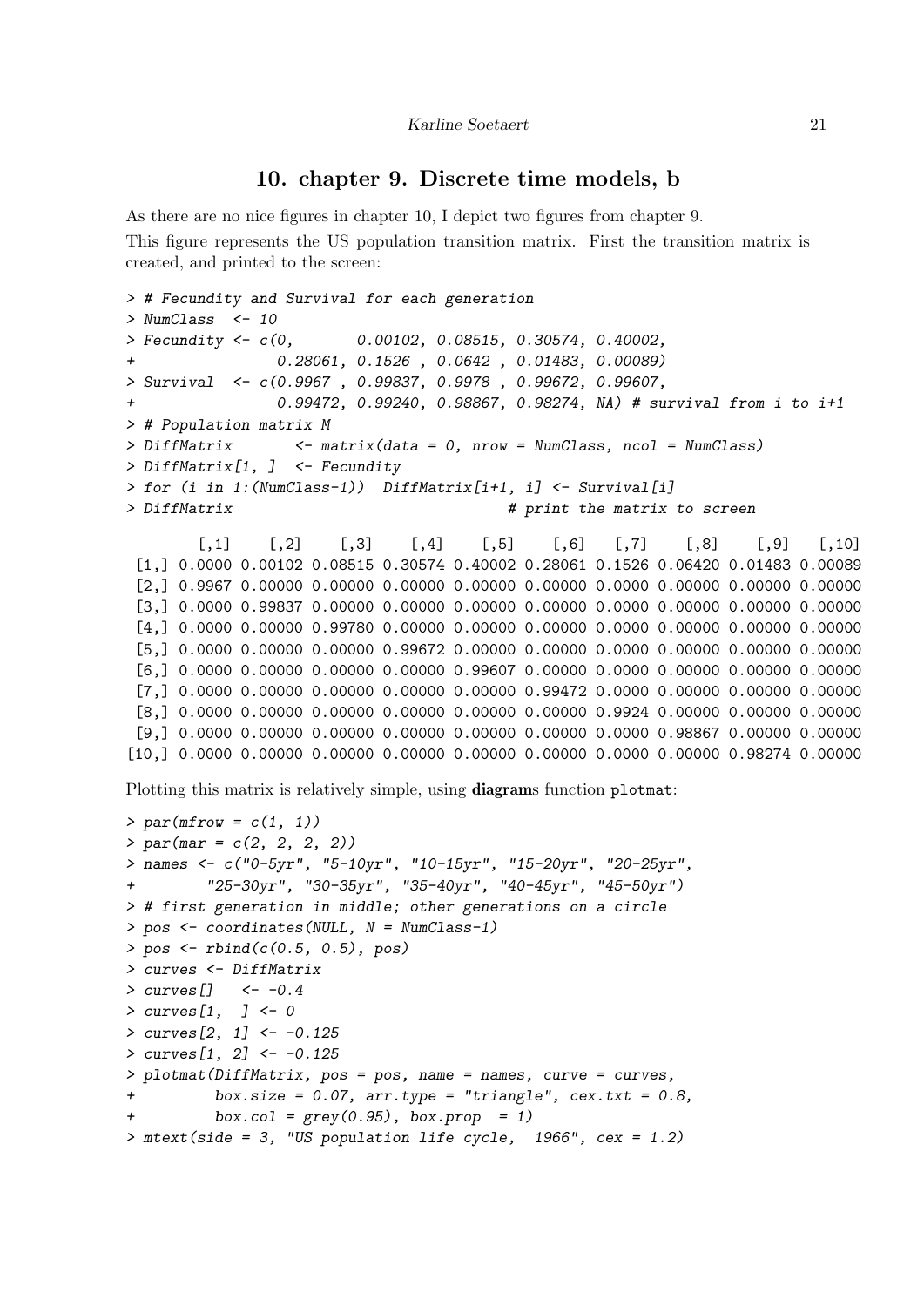## 10. chapter 9. Discrete time models, b

As there are no nice figures in chapter 10, I depict two figures from chapter 9.

This figure represents the US population transition matrix. First the transition matrix is created, and printed to the screen:

```
> # Fecundity and Survival for each generation
> NumClass  <- 10
> Fecundity <- c(0,       0.00102, 0.08515, 0.30574, 0.40002,
+                0.28061, 0.1526 , 0.0642 , 0.01483, 0.00089)
> Survival  <- c(0.9967 , 0.99837, 0.9978 , 0.99672, 0.99607,
+                0.99472, 0.99240, 0.98867, 0.98274, NA) # survival from i to i+1
> # Population matrix M
> DiffMatrix       <- matrix(data = 0, nrow = NumClass, ncol = NumClass)
> DiffMatrix[1, ]  <- Fecundity
> for (i in 1:(NumClass-1))  DiffMatrix[i+1, i] <- Survival[i]
> DiffMatrix                                  # print the matrix to screen

        [,1]    [,2]    [,3]    [,4]    [,5]    [,6]   [,7]    [,8]    [,9]   [,10]
 [1,] 0.0000 0.00102 0.08515 0.30574 0.40002 0.28061 0.1526 0.06420 0.01483 0.00089
 [2,] 0.9967 0.00000 0.00000 0.00000 0.00000 0.00000 0.0000 0.00000 0.00000 0.00000
 [3,] 0.0000 0.99837 0.00000 0.00000 0.00000 0.00000 0.0000 0.00000 0.00000 0.00000
 [4,] 0.0000 0.00000 0.99780 0.00000 0.00000 0.00000 0.0000 0.00000 0.00000 0.00000
 [5,] 0.0000 0.00000 0.00000 0.99672 0.00000 0.00000 0.0000 0.00000 0.00000 0.00000
 [6,] 0.0000 0.00000 0.00000 0.00000 0.99607 0.00000 0.0000 0.00000 0.00000 0.00000
 [7,] 0.0000 0.00000 0.00000 0.00000 0.00000 0.99472 0.0000 0.00000 0.00000 0.00000
 [8,] 0.0000 0.00000 0.00000 0.00000 0.00000 0.00000 0.9924 0.00000 0.00000 0.00000
 [9,] 0.0000 0.00000 0.00000 0.00000 0.00000 0.00000 0.0000 0.98867 0.00000 0.00000
[10,] 0.0000 0.00000 0.00000 0.00000 0.00000 0.00000 0.0000 0.00000 0.98274 0.00000
```

Plotting this matrix is relatively simple, using **diagram**s function `plotmat`:

```
> par(mfrow = c(1, 1))
> par(mar = c(2, 2, 2, 2))
> names <- c("0-5yr", "5-10yr", "10-15yr", "15-20yr", "20-25yr",
+        "25-30yr", "30-35yr", "35-40yr", "40-45yr", "45-50yr")
> # first generation in middle; other generations on a circle
> pos <- coordinates(NULL, N = NumClass-1)
> pos <- rbind(c(0.5, 0.5), pos)
> curves <- DiffMatrix
> curves[]   <- -0.4
> curves[1,  ] <- 0
> curves[2, 1] <- -0.125
> curves[1, 2] <- -0.125
> plotmat(DiffMatrix, pos = pos, name = names, curve = curves,
+         box.size = 0.07, arr.type = "triangle", cex.txt = 0.8,
+         box.col = grey(0.95), box.prop  = 1)
> mtext(side = 3, "US population life cycle,  1966", cex = 1.2)
```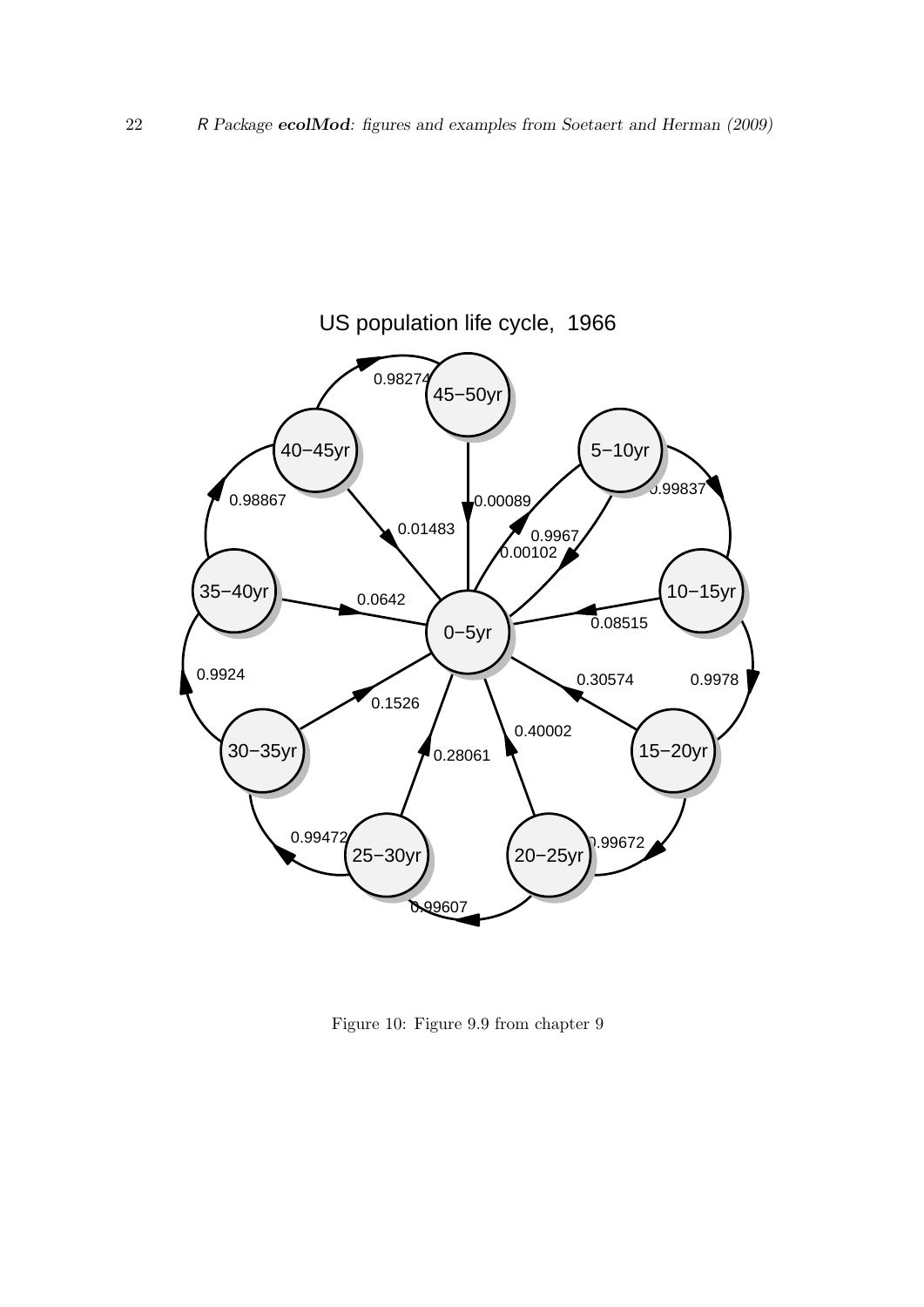US population life cycle, 1966

Figure 10: Figure 9.9 from chapter 9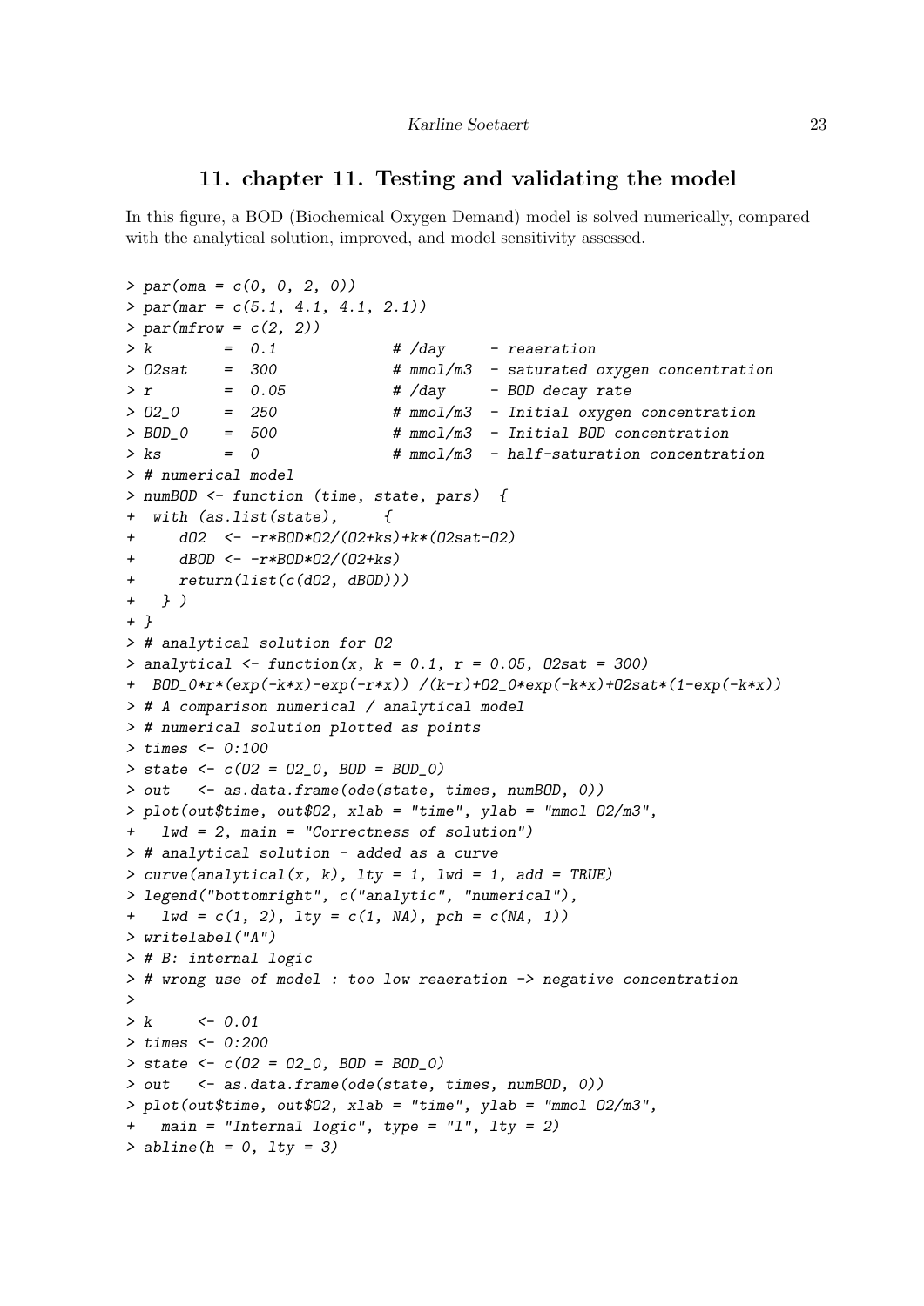## 11. chapter 11. Testing and validating the model

In this figure, a BOD (Biochemical Oxygen Demand) model is solved numerically, compared with the analytical solution, improved, and model sensitivity assessed.

```
> par(oma = c(0, 0, 2, 0))
> par(mar = c(5.1, 4.1, 4.1, 2.1))
> par(mfrow = c(2, 2))
> k        =  0.1              # /day     - reaeration
> O2sat    =  300              # mmol/m3  - saturated oxygen concentration
> r        =  0.05             # /day     - BOD decay rate
> O2_0     =  250              # mmol/m3  - Initial oxygen concentration
> BOD_0    =  500              # mmol/m3  - Initial BOD concentration
> ks       =  0                # mmol/m3  - half-saturation concentration
> # numerical model
> numBOD <- function (time, state, pars)  {
+  with (as.list(state),     {
+      dO2  <- -r*BOD*O2/(O2+ks)+k*(O2sat-O2)
+      dBOD <- -r*BOD*O2/(O2+ks)
+      return(list(c(dO2, dBOD)))
+   } )
+ }
> # analytical solution for O2
> analytical <- function(x, k = 0.1, r = 0.05, O2sat = 300)
+  BOD_0*r*(exp(-k*x)-exp(-r*x)) /(k-r)+O2_0*exp(-k*x)+O2sat*(1-exp(-k*x))
> # A comparison numerical / analytical model
> # numerical solution plotted as points
> times <- 0:100
> state <- c(O2 = O2_0, BOD = BOD_0)
> out   <- as.data.frame(ode(state, times, numBOD, 0))
> plot(out$time, out$O2, xlab = "time", ylab = "mmol O2/m3",
+   lwd = 2, main = "Correctness of solution")
> # analytical solution - added as a curve
> curve(analytical(x, k), lty = 1, lwd = 1, add = TRUE)
> legend("bottomright", c("analytic", "numerical"),
+   lwd = c(1, 2), lty = c(1, NA), pch = c(NA, 1))
> writelabel("A")
> # B: internal logic
> # wrong use of model : too low reaeration -> negative concentration
>
> k     <- 0.01
> times <- 0:200
> state <- c(O2 = O2_0, BOD = BOD_0)
> out   <- as.data.frame(ode(state, times, numBOD, 0))
> plot(out$time, out$O2, xlab = "time", ylab = "mmol O2/m3",
+   main = "Internal logic", type = "l", lty = 2)
> abline(h = 0, lty = 3)
```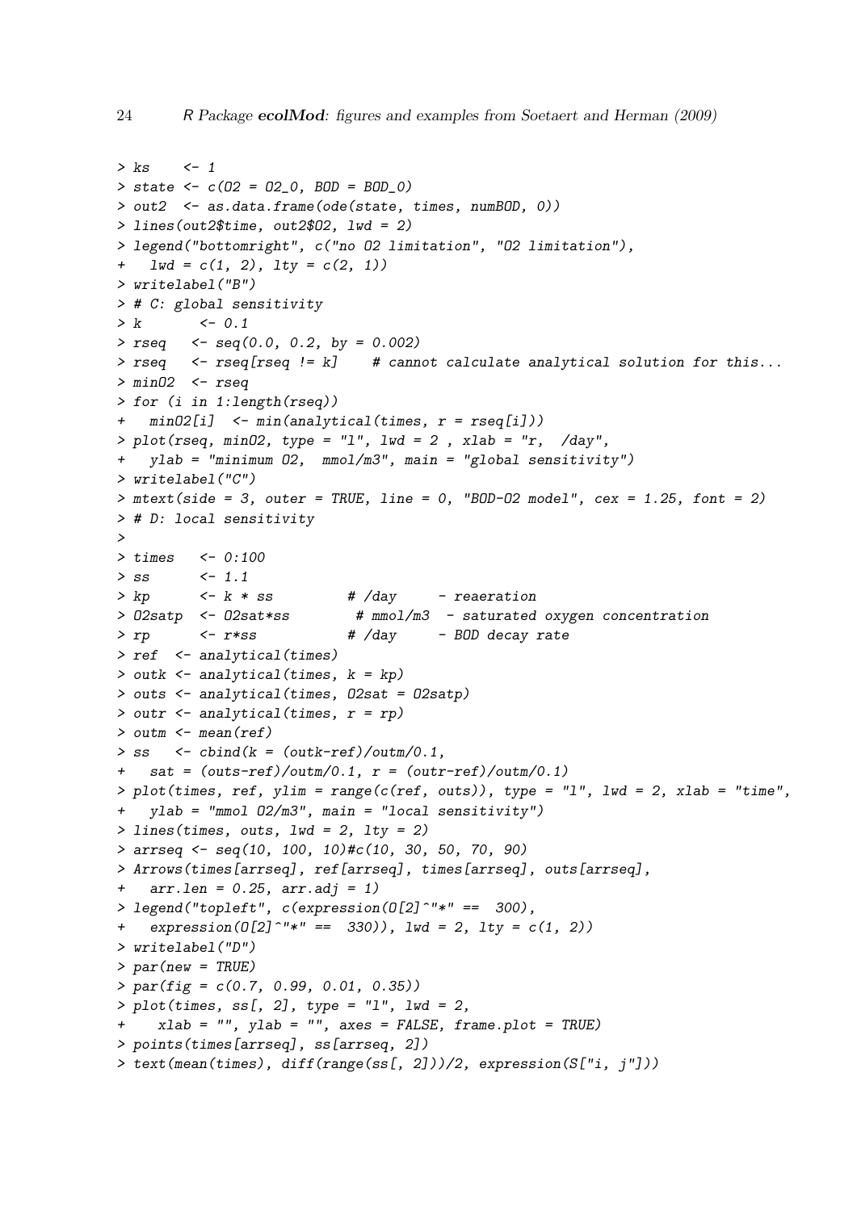```
> ks    <- 1
> state <- c(O2 = O2_0, BOD = BOD_0)
> out2  <- as.data.frame(ode(state, times, numBOD, 0))
> lines(out2$time, out2$O2, lwd = 2)
> legend("bottomright", c("no O2 limitation", "O2 limitation"),
+   lwd = c(1, 2), lty = c(2, 1))
> writelabel("B")
> # C: global sensitivity
> k       <- 0.1
> rseq   <- seq(0.0, 0.2, by = 0.002)
> rseq   <- rseq[rseq != k]    # cannot calculate analytical solution for this...
> minO2  <- rseq
> for (i in 1:length(rseq))
+   minO2[i]  <- min(analytical(times, r = rseq[i]))
> plot(rseq, minO2, type = "l", lwd = 2 , xlab = "r,  /day",
+   ylab = "minimum O2,  mmol/m3", main = "global sensitivity")
> writelabel("C")
> mtext(side = 3, outer = TRUE, line = 0, "BOD-O2 model", cex = 1.25, font = 2)
> # D: local sensitivity
>
> times   <- 0:100
> ss      <- 1.1
> kp      <- k * ss         # /day     - reaeration
> O2satp  <- O2sat*ss        # mmol/m3  - saturated oxygen concentration
> rp      <- r*ss           # /day     - BOD decay rate
> ref  <- analytical(times)
> outk <- analytical(times, k = kp)
> outs <- analytical(times, O2sat = O2satp)
> outr <- analytical(times, r = rp)
> outm <- mean(ref)
> ss   <- cbind(k = (outk-ref)/outm/0.1,
+   sat = (outs-ref)/outm/0.1, r = (outr-ref)/outm/0.1)
> plot(times, ref, ylim = range(c(ref, outs)), type = "l", lwd = 2, xlab = "time",
+   ylab = "mmol O2/m3", main = "local sensitivity")
> lines(times, outs, lwd = 2, lty = 2)
> arrseq <- seq(10, 100, 10)#c(10, 30, 50, 70, 90)
> Arrows(times[arrseq], ref[arrseq], times[arrseq], outs[arrseq],
+   arr.len = 0.25, arr.adj = 1)
> legend("topleft", c(expression(O[2]^"*" ==  300),
+   expression(O[2]^"*" ==  330)), lwd = 2, lty = c(1, 2))
> writelabel("D")
> par(new = TRUE)
> par(fig = c(0.7, 0.99, 0.01, 0.35))
> plot(times, ss[, 2], type = "l", lwd = 2,
+    xlab = "", ylab = "", axes = FALSE, frame.plot = TRUE)
> points(times[arrseq], ss[arrseq, 2])
> text(mean(times), diff(range(ss[, 2]))/2, expression(S["i, j"]))
```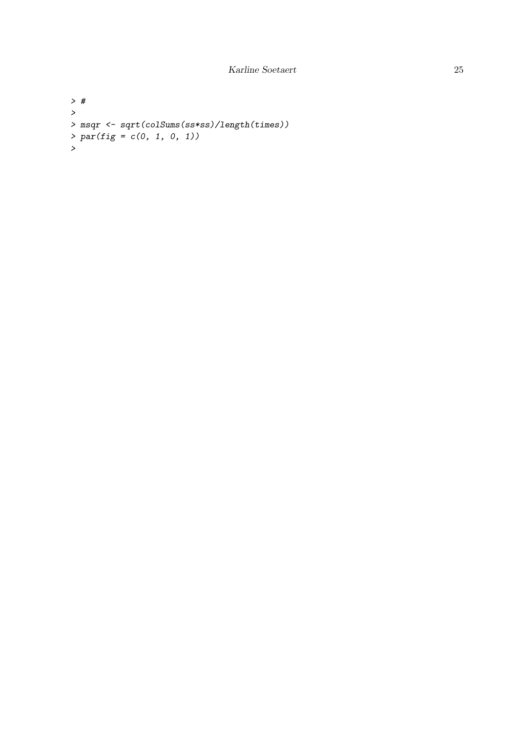```
> #
>
> msqr <- sqrt(colSums(ss*ss)/length(times))
> par(fig = c(0, 1, 0, 1))
>
```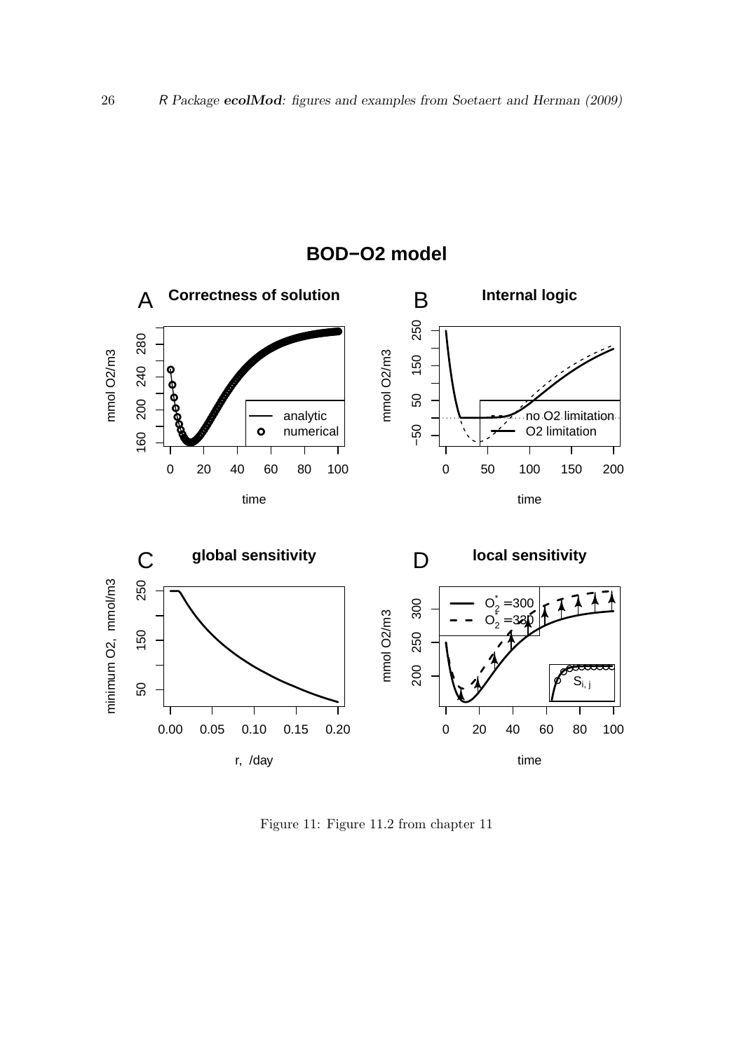Figure 11: Figure 11.2 from chapter 11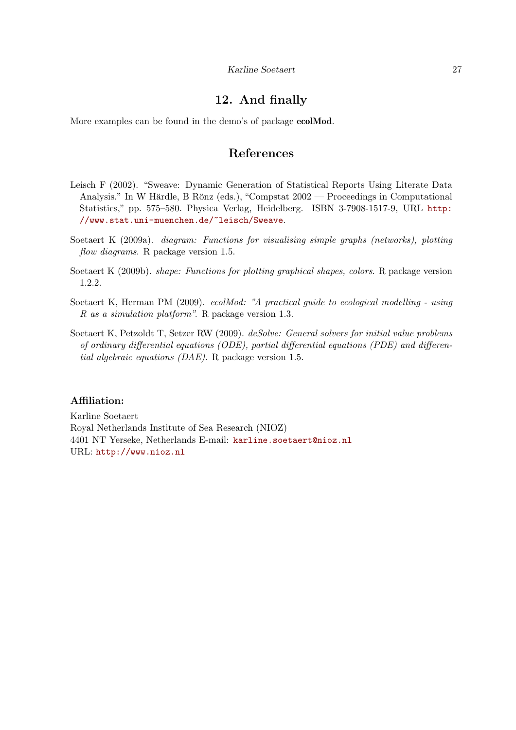# 12. And finally

More examples can be found in the demo's of package **ecolMod**.

# References

Leisch F (2002). "Sweave: Dynamic Generation of Statistical Reports Using Literate Data Analysis." In W Härdle, B Rönz (eds.), "Compstat 2002 — Proceedings in Computational Statistics," pp. 575–580. Physica Verlag, Heidelberg. ISBN 3-7908-1517-9, URL http://www.stat.uni-muenchen.de/~leisch/Sweave.

Soetaert K (2009a). *diagram: Functions for visualising simple graphs (networks), plotting flow diagrams*. R package version 1.5.

Soetaert K (2009b). *shape: Functions for plotting graphical shapes, colors*. R package version 1.2.2.

Soetaert K, Herman PM (2009). *ecolMod: "A practical guide to ecological modelling - using R as a simulation platform"*. R package version 1.3.

Soetaert K, Petzoldt T, Setzer RW (2009). *deSolve: General solvers for initial value problems of ordinary differential equations (ODE), partial differential equations (PDE) and differential algebraic equations (DAE)*. R package version 1.5.

**Affiliation:**

Karline Soetaert
Royal Netherlands Institute of Sea Research (NIOZ)
4401 NT Yerseke, Netherlands E-mail: karline.soetaert@nioz.nl
URL: http://www.nioz.nl